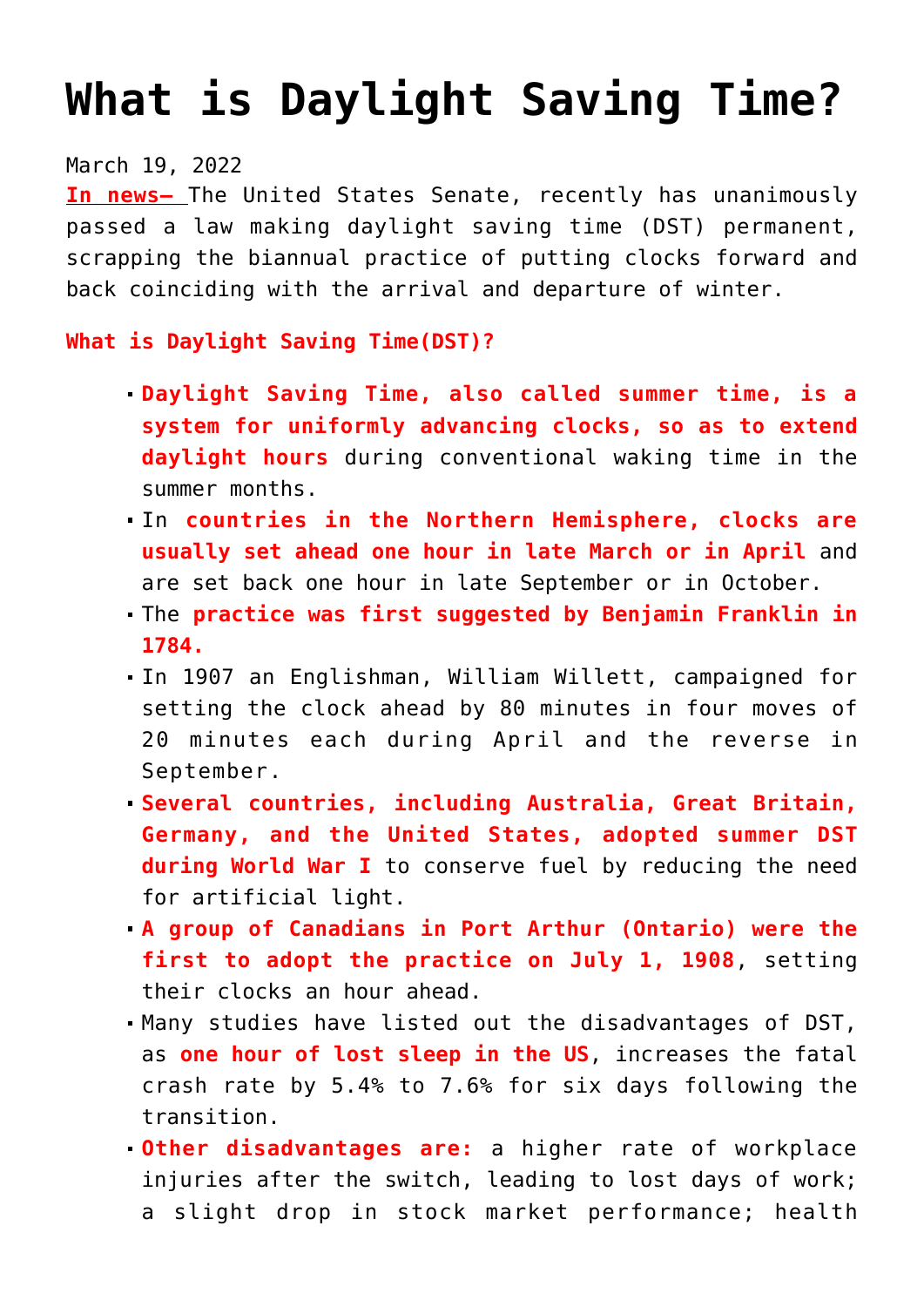# What is Daylight Saving Time?

March 19, 2022

**In news–** The United States Senate, recently has unanimously passed a law making daylight saving time (DST) permanent, scrapping the biannual practice of putting clocks forward and back coinciding with the arrival and departure of winter.

**What is Daylight Saving Time(DST)?**

- **Daylight Saving Time, also called summer time, is a system for uniformly advancing clocks, so as to extend daylight hours** during conventional waking time in the summer months.
- In **countries in the Northern Hemisphere, clocks are usually set ahead one hour in late March or in April** and are set back one hour in late September or in October.
- The **practice was first suggested by Benjamin Franklin in 1784.**
- In 1907 an Englishman, William Willett, campaigned for setting the clock ahead by 80 minutes in four moves of 20 minutes each during April and the reverse in September.
- **Several countries, including Australia, Great Britain, Germany, and the United States, adopted summer DST during World War I** to conserve fuel by reducing the need for artificial light.
- **A group of Canadians in Port Arthur (Ontario) were the first to adopt the practice on July 1, 1908**, setting their clocks an hour ahead.
- Many studies have listed out the disadvantages of DST, as **one hour of lost sleep in the US**, increases the fatal crash rate by 5.4% to 7.6% for six days following the transition.
- **Other disadvantages are:** a higher rate of workplace injuries after the switch, leading to lost days of work; a slight drop in stock market performance; health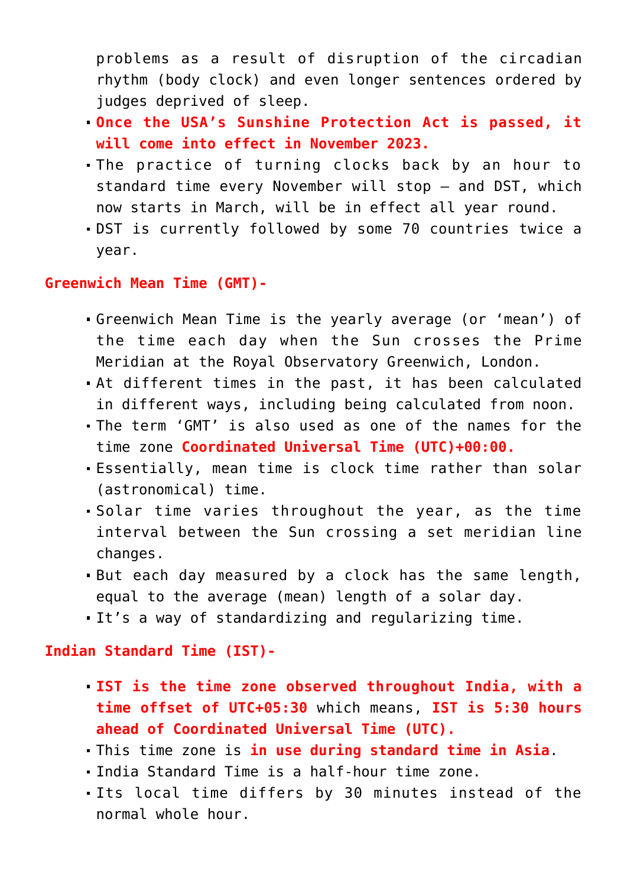problems as a result of disruption of the circadian rhythm (body clock) and even longer sentences ordered by judges deprived of sleep.

- **Once the USA's Sunshine Protection Act is passed, it will come into effect in November 2023.**
- The practice of turning clocks back by an hour to standard time every November will stop – and DST, which now starts in March, will be in effect all year round.
- DST is currently followed by some 70 countries twice a year.

**Greenwich Mean Time (GMT)-**

- Greenwich Mean Time is the yearly average (or 'mean') of the time each day when the Sun crosses the Prime Meridian at the Royal Observatory Greenwich, London.
- At different times in the past, it has been calculated in different ways, including being calculated from noon.
- The term 'GMT' is also used as one of the names for the time zone **Coordinated Universal Time (UTC)+00:00.**
- Essentially, mean time is clock time rather than solar (astronomical) time.
- Solar time varies throughout the year, as the time interval between the Sun crossing a set meridian line changes.
- But each day measured by a clock has the same length, equal to the average (mean) length of a solar day.
- It's a way of standardizing and regularizing time.

**Indian Standard Time (IST)-**

- **IST is the time zone observed throughout India, with a time offset of UTC+05:30** which means, **IST is 5:30 hours ahead of Coordinated Universal Time (UTC).**
- This time zone is **in use during standard time in Asia**.
- India Standard Time is a half-hour time zone.
- Its local time differs by 30 minutes instead of the normal whole hour.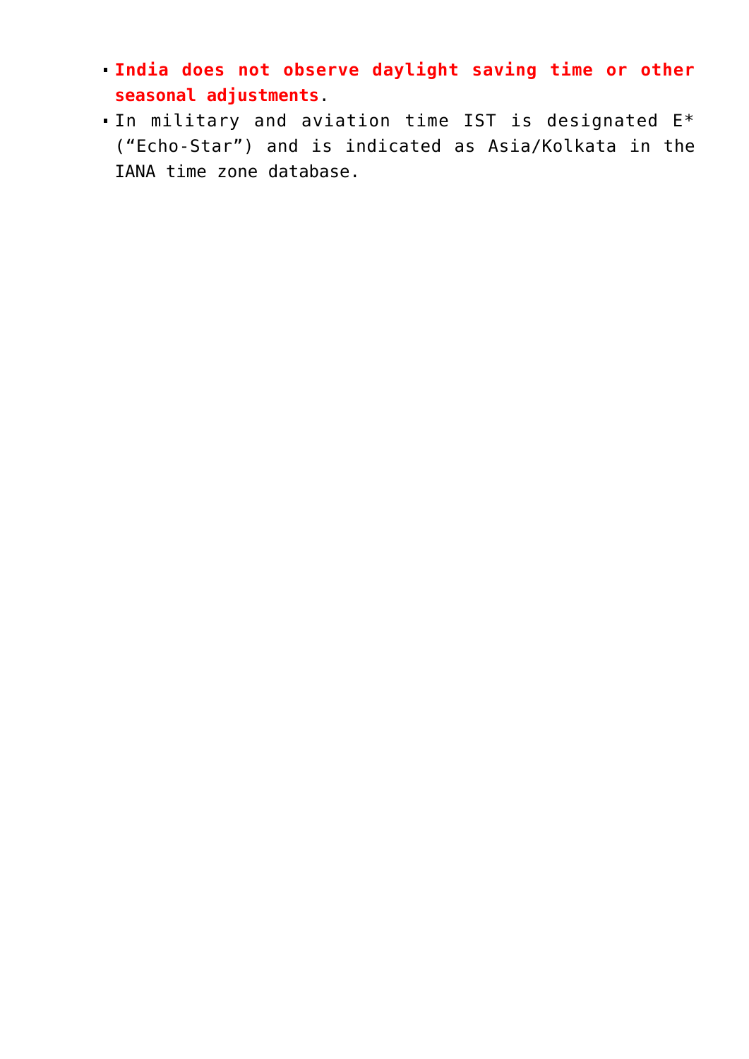- **India does not observe daylight saving time or other seasonal adjustments**.
- In military and aviation time IST is designated E* (“Echo-Star”) and is indicated as Asia/Kolkata in the IANA time zone database.